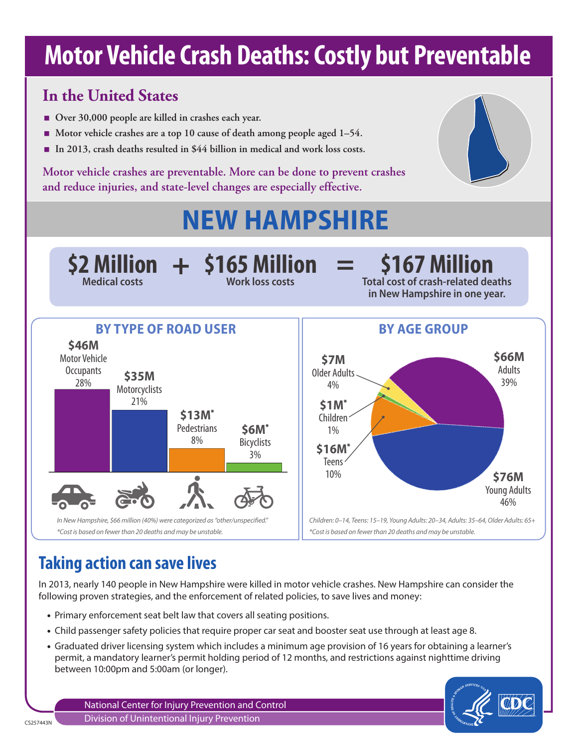# Motor Vehicle Crash Deaths: Costly but Preventable

## In the United States

- Over 30,000 people are killed in crashes each year.
- Motor vehicle crashes are a top 10 cause of death among people aged 1–54.
- In 2013, crash deaths resulted in $44 billion in medical and work loss costs.

Motor vehicle crashes are preventable. More can be done to prevent crashes and reduce injuries, and state-level changes are especially effective.

# NEW HAMPSHIRE

**$2 Million** Medical costs + **$165 Million** Work loss costs = **$167 Million** Total cost of crash-related deaths in New Hampshire in one year.

### BY TYPE OF ROAD USER

| Road User | Cost | Percent |
|---|---|---|
| Motor Vehicle Occupants | $46M | 28% |
| Motorcyclists | $35M | 21% |
| Pedestrians | $13M* | 8% |
| Bicyclists | $6M* | 3% |

*In New Hampshire, $66 million (40%) were categorized as "other/unspecified."*

*\*Cost is based on fewer than 20 deaths and may be unstable.*

### BY AGE GROUP

| Age Group | Cost | Percent |
|---|---|---|
| Young Adults | $76M | 46% |
| Adults | $66M | 39% |
| Teens | $16M* | 10% |
| Older Adults | $7M | 4% |
| Children | $1M* | 1% |

*Children: 0–14, Teens: 15–19, Young Adults: 20–34, Adults: 35–64, Older Adults: 65+*

*\*Cost is based on fewer than 20 deaths and may be unstable.*

## Taking action can save lives

In 2013, nearly 140 people in New Hampshire were killed in motor vehicle crashes. New Hampshire can consider the following proven strategies, and the enforcement of related policies, to save lives and money:

- Primary enforcement seat belt law that covers all seating positions.
- Child passenger safety policies that require proper car seat and booster seat use through at least age 8.
- Graduated driver licensing system which includes a minimum age provision of 16 years for obtaining a learner's permit, a mandatory learner's permit holding period of 12 months, and restrictions against nighttime driving between 10:00pm and 5:00am (or longer).

National Center for Injury Prevention and Control
Division of Unintentional Injury Prevention

CS257443N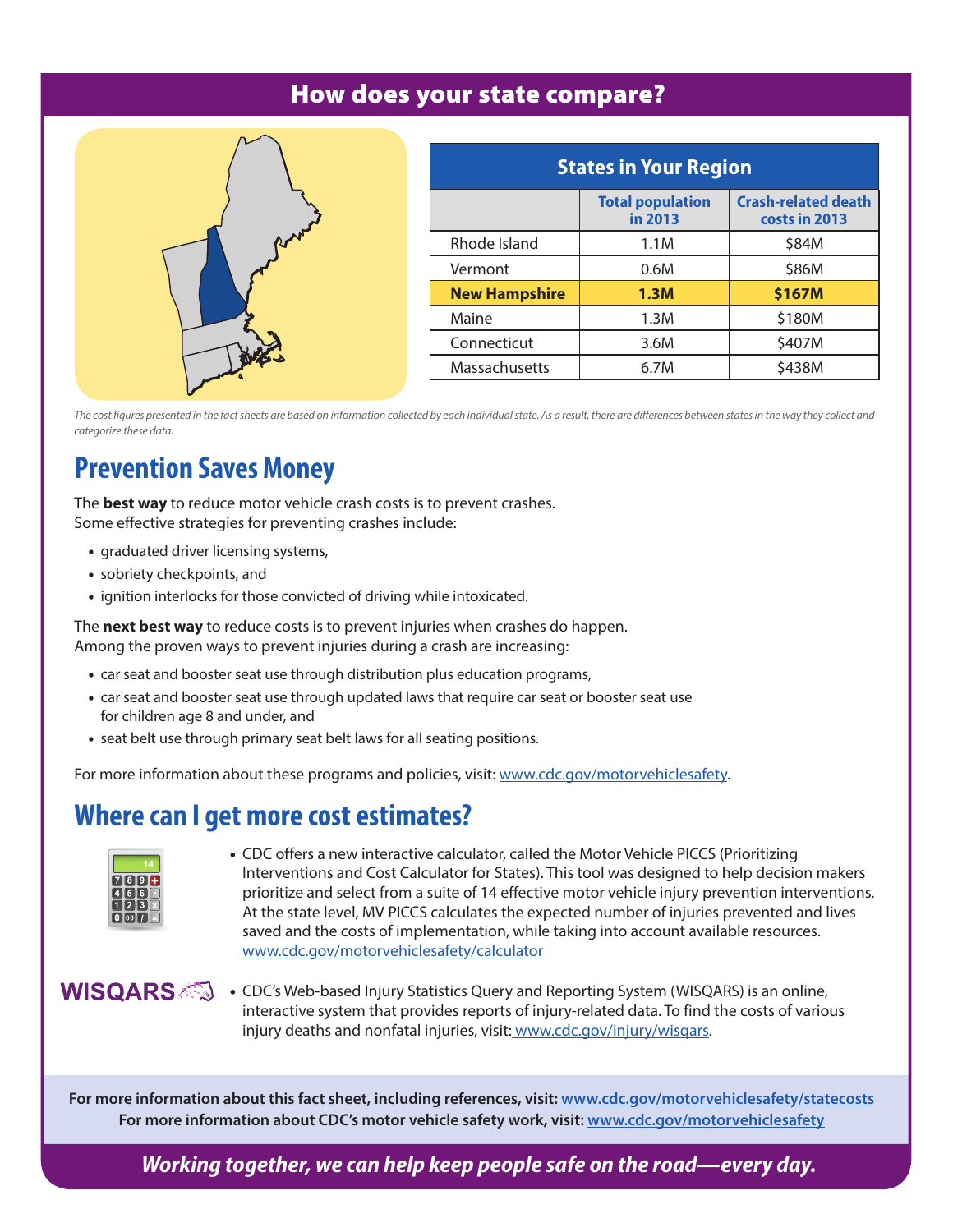## How does your state compare?

| States in Your Region | | |
|---|---|---|
| | Total population in 2013 | Crash-related death costs in 2013 |
| Rhode Island | 1.1M | $84M |
| Vermont | 0.6M | $86M |
| **New Hampshire** | **1.3M** | **$167M** |
| Maine | 1.3M | $180M |
| Connecticut | 3.6M | $407M |
| Massachusetts | 6.7M | $438M |

*The cost figures presented in the fact sheets are based on information collected by each individual state. As a result, there are differences between states in the way they collect and categorize these data.*

## Prevention Saves Money

The **best way** to reduce motor vehicle crash costs is to prevent crashes. Some effective strategies for preventing crashes include:

- graduated driver licensing systems,
- sobriety checkpoints, and
- ignition interlocks for those convicted of driving while intoxicated.

The **next best way** to reduce costs is to prevent injuries when crashes do happen. Among the proven ways to prevent injuries during a crash are increasing:

- car seat and booster seat use through distribution plus education programs,
- car seat and booster seat use through updated laws that require car seat or booster seat use for children age 8 and under, and
- seat belt use through primary seat belt laws for all seating positions.

For more information about these programs and policies, visit: www.cdc.gov/motorvehiclesafety.

## Where can I get more cost estimates?

- CDC offers a new interactive calculator, called the Motor Vehicle PICCS (Prioritizing Interventions and Cost Calculator for States). This tool was designed to help decision makers prioritize and select from a suite of 14 effective motor vehicle injury prevention interventions. At the state level, MV PICCS calculates the expected number of injuries prevented and lives saved and the costs of implementation, while taking into account available resources. www.cdc.gov/motorvehiclesafety/calculator

WISQARS

- CDC's Web-based Injury Statistics Query and Reporting System (WISQARS) is an online, interactive system that provides reports of injury-related data. To find the costs of various injury deaths and nonfatal injuries, visit: www.cdc.gov/injury/wisqars.

**For more information about this fact sheet, including references, visit: www.cdc.gov/motorvehiclesafety/statecosts**
**For more information about CDC's motor vehicle safety work, visit: www.cdc.gov/motorvehiclesafety**

***Working together, we can help keep people safe on the road—every day.***